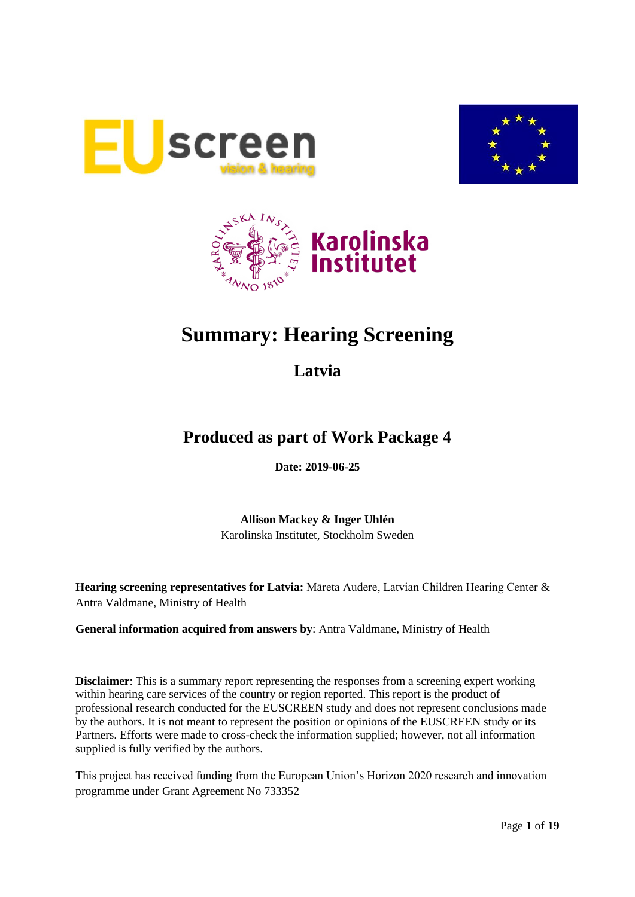# Summary: Hearing Screening

## Latvia

## Produced as part of Work Package 4

**Date: 2019-06-25**

**Allison Mackey & Inger Uhlén**
Karolinska Institutet, Stockholm Sweden

**Hearing screening representatives for Latvia:** Māreta Audere, Latvian Children Hearing Center & Antra Valdmane, Ministry of Health

**General information acquired from answers by**: Antra Valdmane, Ministry of Health

**Disclaimer**: This is a summary report representing the responses from a screening expert working within hearing care services of the country or region reported. This report is the product of professional research conducted for the EUSCREEN study and does not represent conclusions made by the authors. It is not meant to represent the position or opinions of the EUSCREEN study or its Partners. Efforts were made to cross-check the information supplied; however, not all information supplied is fully verified by the authors.

This project has received funding from the European Union's Horizon 2020 research and innovation programme under Grant Agreement No 733352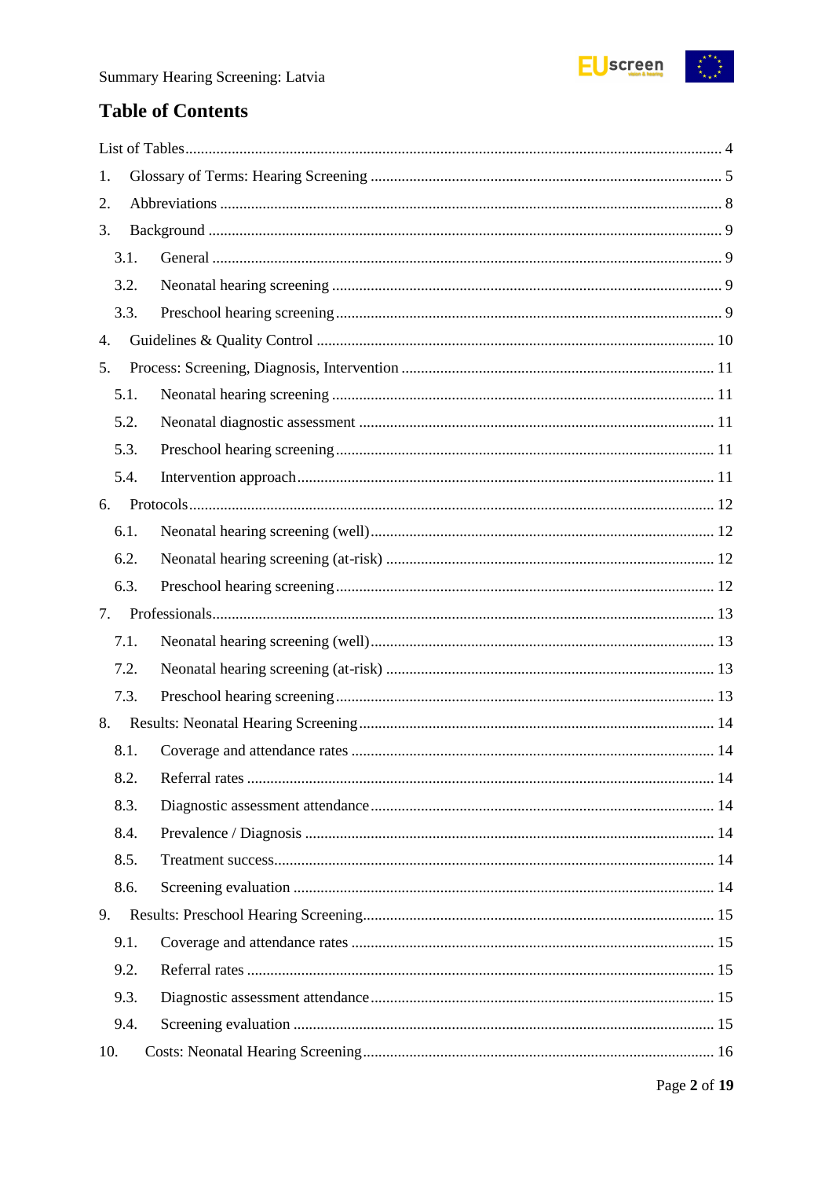# Table of Contents

List of Tables ..... 4

1. Glossary of Terms: Hearing Screening ..... 5
2. Abbreviations ..... 8
3. Background ..... 9
   - 3.1. General ..... 9
   - 3.2. Neonatal hearing screening ..... 9
   - 3.3. Preschool hearing screening ..... 9
4. Guidelines & Quality Control ..... 10
5. Process: Screening, Diagnosis, Intervention ..... 11
   - 5.1. Neonatal hearing screening ..... 11
   - 5.2. Neonatal diagnostic assessment ..... 11
   - 5.3. Preschool hearing screening ..... 11
   - 5.4. Intervention approach ..... 11
6. Protocols ..... 12
   - 6.1. Neonatal hearing screening (well) ..... 12
   - 6.2. Neonatal hearing screening (at-risk) ..... 12
   - 6.3. Preschool hearing screening ..... 12
7. Professionals ..... 13
   - 7.1. Neonatal hearing screening (well) ..... 13
   - 7.2. Neonatal hearing screening (at-risk) ..... 13
   - 7.3. Preschool hearing screening ..... 13
8. Results: Neonatal Hearing Screening ..... 14
   - 8.1. Coverage and attendance rates ..... 14
   - 8.2. Referral rates ..... 14
   - 8.3. Diagnostic assessment attendance ..... 14
   - 8.4. Prevalence / Diagnosis ..... 14
   - 8.5. Treatment success ..... 14
   - 8.6. Screening evaluation ..... 14
9. Results: Preschool Hearing Screening ..... 15
   - 9.1. Coverage and attendance rates ..... 15
   - 9.2. Referral rates ..... 15
   - 9.3. Diagnostic assessment attendance ..... 15
   - 9.4. Screening evaluation ..... 15
10. Costs: Neonatal Hearing Screening ..... 16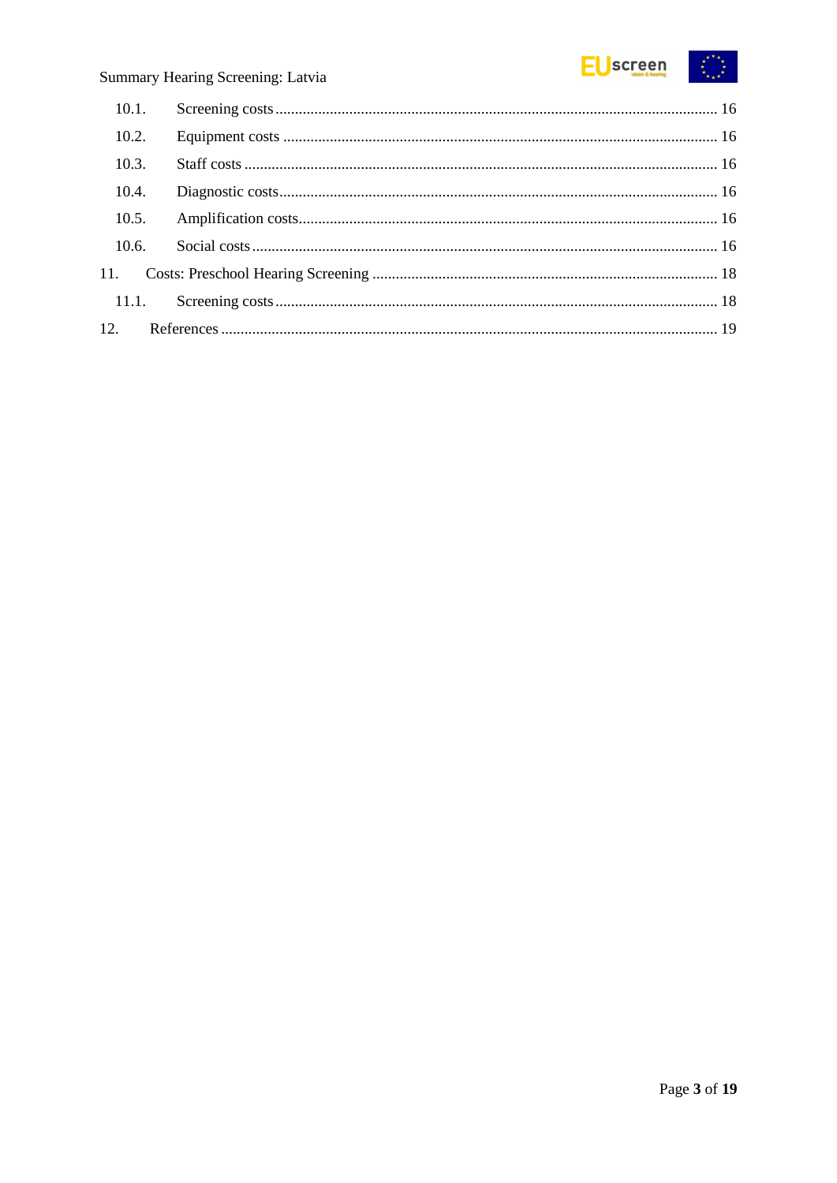10.1. Screening costs ........................................................................................................ 16

10.2. Equipment costs ....................................................................................................... 16

10.3. Staff costs ................................................................................................................ 16

10.4. Diagnostic costs ....................................................................................................... 16

10.5. Amplification costs .................................................................................................. 16

10.6. Social costs .............................................................................................................. 16

11. Costs: Preschool Hearing Screening ................................................................................ 18

11.1. Screening costs ........................................................................................................ 18

12. References ....................................................................................................................... 19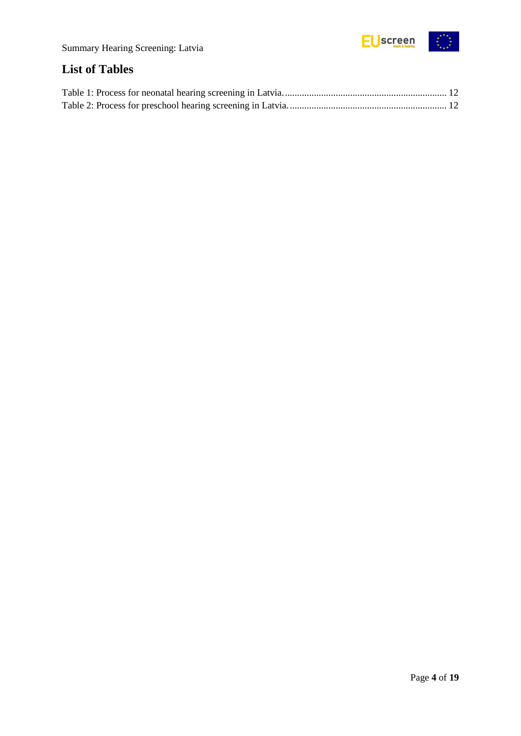## List of Tables

Table 1: Process for neonatal hearing screening in Latvia. .................................................................. 12
Table 2: Process for preschool hearing screening in Latvia. ................................................................ 12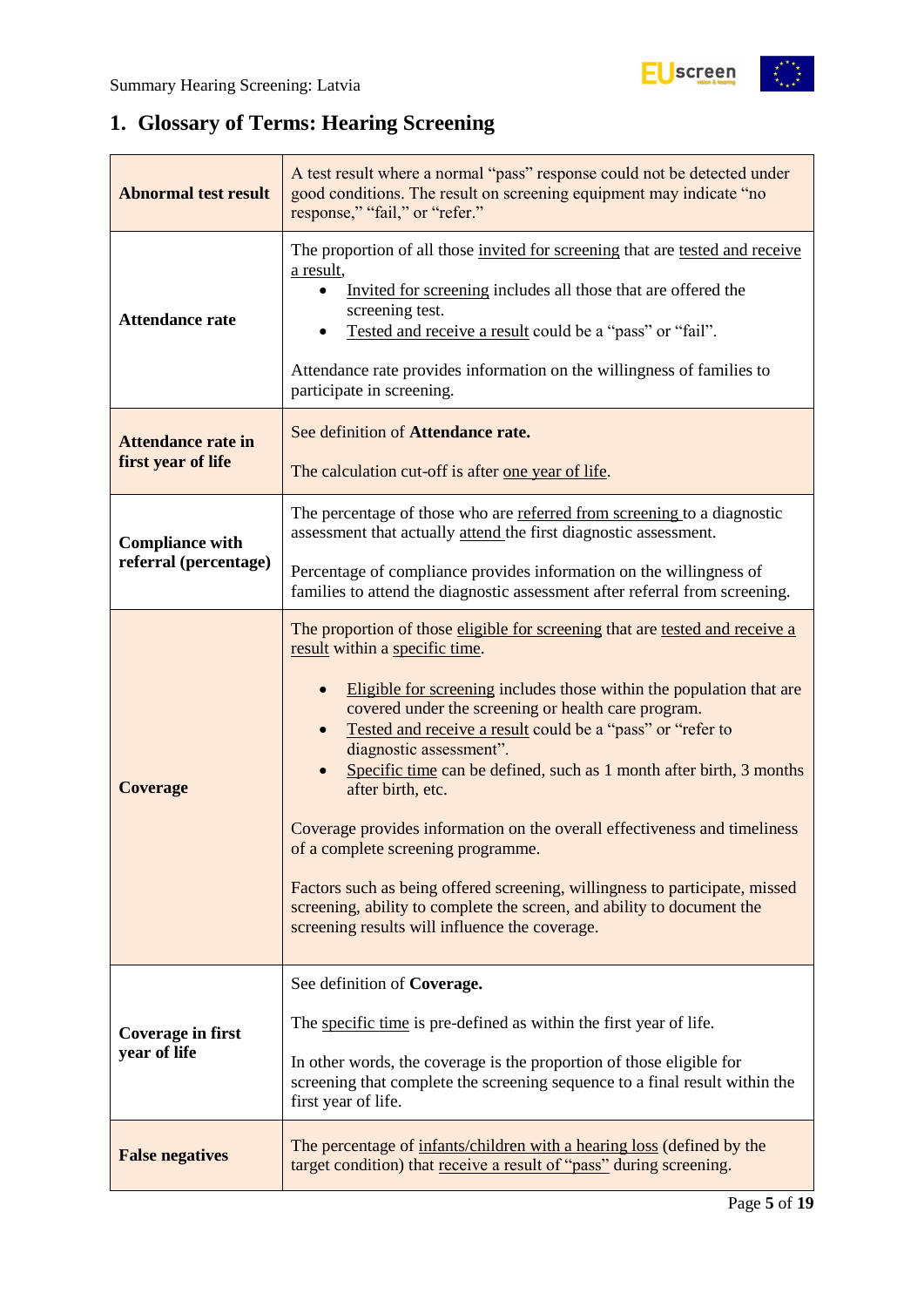## 1. Glossary of Terms: Hearing Screening

| | |
|---|---|
| **Abnormal test result** | A test result where a normal "pass" response could not be detected under good conditions. The result on screening equipment may indicate "no response," "fail," or "refer." |
| **Attendance rate** | The proportion of all those invited for screening that are tested and receive a result,<br>• Invited for screening includes all those that are offered the screening test.<br>• Tested and receive a result could be a "pass" or "fail".<br><br>Attendance rate provides information on the willingness of families to participate in screening. |
| **Attendance rate in first year of life** | See definition of **Attendance rate.**<br><br>The calculation cut-off is after one year of life. |
| **Compliance with referral (percentage)** | The percentage of those who are referred from screening to a diagnostic assessment that actually attend the first diagnostic assessment.<br><br>Percentage of compliance provides information on the willingness of families to attend the diagnostic assessment after referral from screening. |
| **Coverage** | The proportion of those eligible for screening that are tested and receive a result within a specific time.<br><br>• Eligible for screening includes those within the population that are covered under the screening or health care program.<br>• Tested and receive a result could be a "pass" or "refer to diagnostic assessment".<br>• Specific time can be defined, such as 1 month after birth, 3 months after birth, etc.<br><br>Coverage provides information on the overall effectiveness and timeliness of a complete screening programme.<br><br>Factors such as being offered screening, willingness to participate, missed screening, ability to complete the screen, and ability to document the screening results will influence the coverage. |
| **Coverage in first year of life** | See definition of **Coverage.**<br><br>The specific time is pre-defined as within the first year of life.<br><br>In other words, the coverage is the proportion of those eligible for screening that complete the screening sequence to a final result within the first year of life. |
| **False negatives** | The percentage of infants/children with a hearing loss (defined by the target condition) that receive a result of "pass" during screening. |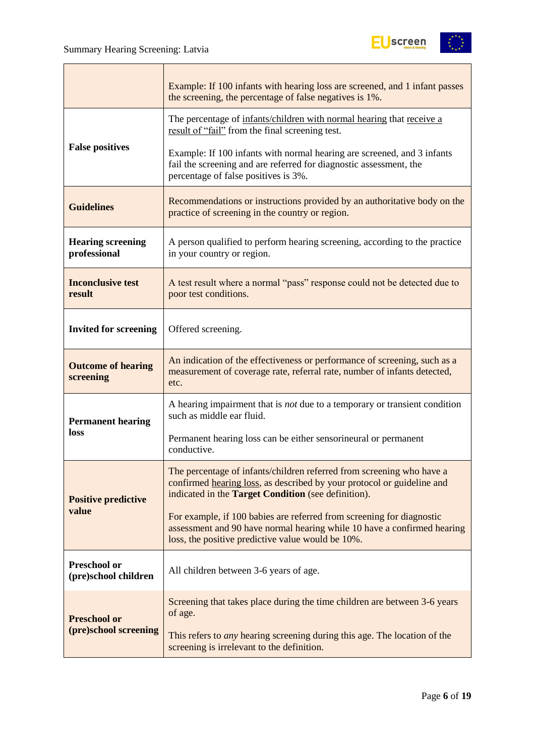| | |
|---|---|
| | Example: If 100 infants with hearing loss are screened, and 1 infant passes the screening, the percentage of false negatives is 1%. |
| **False positives** | The percentage of infants/children with normal hearing that receive a result of “fail” from the final screening test.<br><br>Example: If 100 infants with normal hearing are screened, and 3 infants fail the screening and are referred for diagnostic assessment, the percentage of false positives is 3%. |
| **Guidelines** | Recommendations or instructions provided by an authoritative body on the practice of screening in the country or region. |
| **Hearing screening professional** | A person qualified to perform hearing screening, according to the practice in your country or region. |
| **Inconclusive test result** | A test result where a normal “pass” response could not be detected due to poor test conditions. |
| **Invited for screening** | Offered screening. |
| **Outcome of hearing screening** | An indication of the effectiveness or performance of screening, such as a measurement of coverage rate, referral rate, number of infants detected, etc. |
| **Permanent hearing loss** | A hearing impairment that is *not* due to a temporary or transient condition such as middle ear fluid.<br><br>Permanent hearing loss can be either sensorineural or permanent conductive. |
| **Positive predictive value** | The percentage of infants/children referred from screening who have a confirmed hearing loss, as described by your protocol or guideline and indicated in the **Target Condition** (see definition).<br><br>For example, if 100 babies are referred from screening for diagnostic assessment and 90 have normal hearing while 10 have a confirmed hearing loss, the positive predictive value would be 10%. |
| **Preschool or (pre)school children** | All children between 3-6 years of age. |
| **Preschool or (pre)school screening** | Screening that takes place during the time children are between 3-6 years of age.<br><br>This refers to *any* hearing screening during this age. The location of the screening is irrelevant to the definition. |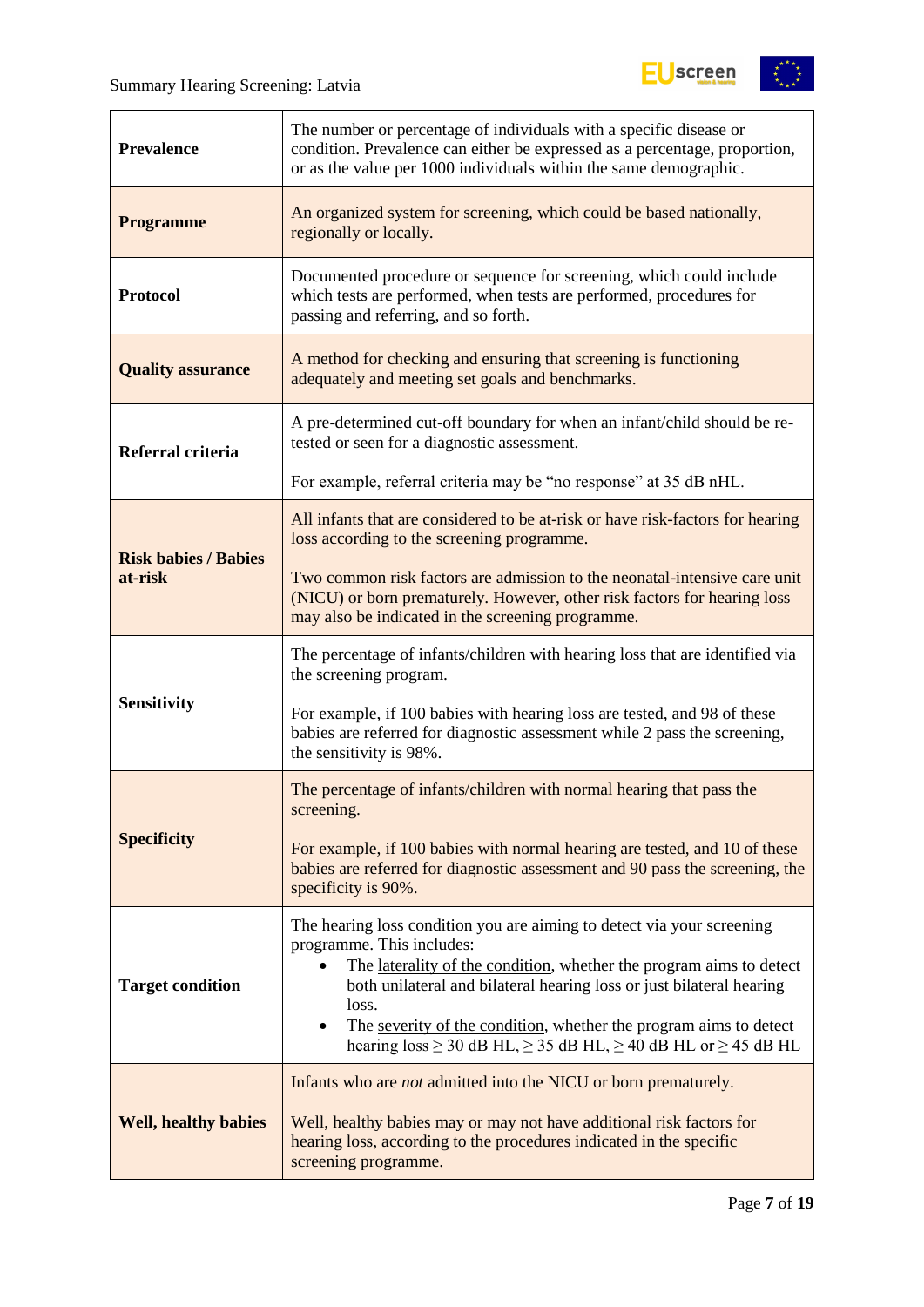| | |
|---|---|
| **Prevalence** | The number or percentage of individuals with a specific disease or condition. Prevalence can either be expressed as a percentage, proportion, or as the value per 1000 individuals within the same demographic. |
| **Programme** | An organized system for screening, which could be based nationally, regionally or locally. |
| **Protocol** | Documented procedure or sequence for screening, which could include which tests are performed, when tests are performed, procedures for passing and referring, and so forth. |
| **Quality assurance** | A method for checking and ensuring that screening is functioning adequately and meeting set goals and benchmarks. |
| **Referral criteria** | A pre-determined cut-off boundary for when an infant/child should be re-tested or seen for a diagnostic assessment.<br><br>For example, referral criteria may be "no response" at 35 dB nHL. |
| **Risk babies / Babies at-risk** | All infants that are considered to be at-risk or have risk-factors for hearing loss according to the screening programme.<br><br>Two common risk factors are admission to the neonatal-intensive care unit (NICU) or born prematurely. However, other risk factors for hearing loss may also be indicated in the screening programme. |
| **Sensitivity** | The percentage of infants/children with hearing loss that are identified via the screening program.<br><br>For example, if 100 babies with hearing loss are tested, and 98 of these babies are referred for diagnostic assessment while 2 pass the screening, the sensitivity is 98%. |
| **Specificity** | The percentage of infants/children with normal hearing that pass the screening.<br><br>For example, if 100 babies with normal hearing are tested, and 10 of these babies are referred for diagnostic assessment and 90 pass the screening, the specificity is 90%. |
| **Target condition** | The hearing loss condition you are aiming to detect via your screening programme. This includes:<br>• The laterality of the condition, whether the program aims to detect both unilateral and bilateral hearing loss or just bilateral hearing loss.<br>• The severity of the condition, whether the program aims to detect hearing loss ≥ 30 dB HL, ≥ 35 dB HL, ≥ 40 dB HL or ≥ 45 dB HL |
| **Well, healthy babies** | Infants who are *not* admitted into the NICU or born prematurely.<br><br>Well, healthy babies may or may not have additional risk factors for hearing loss, according to the procedures indicated in the specific screening programme. |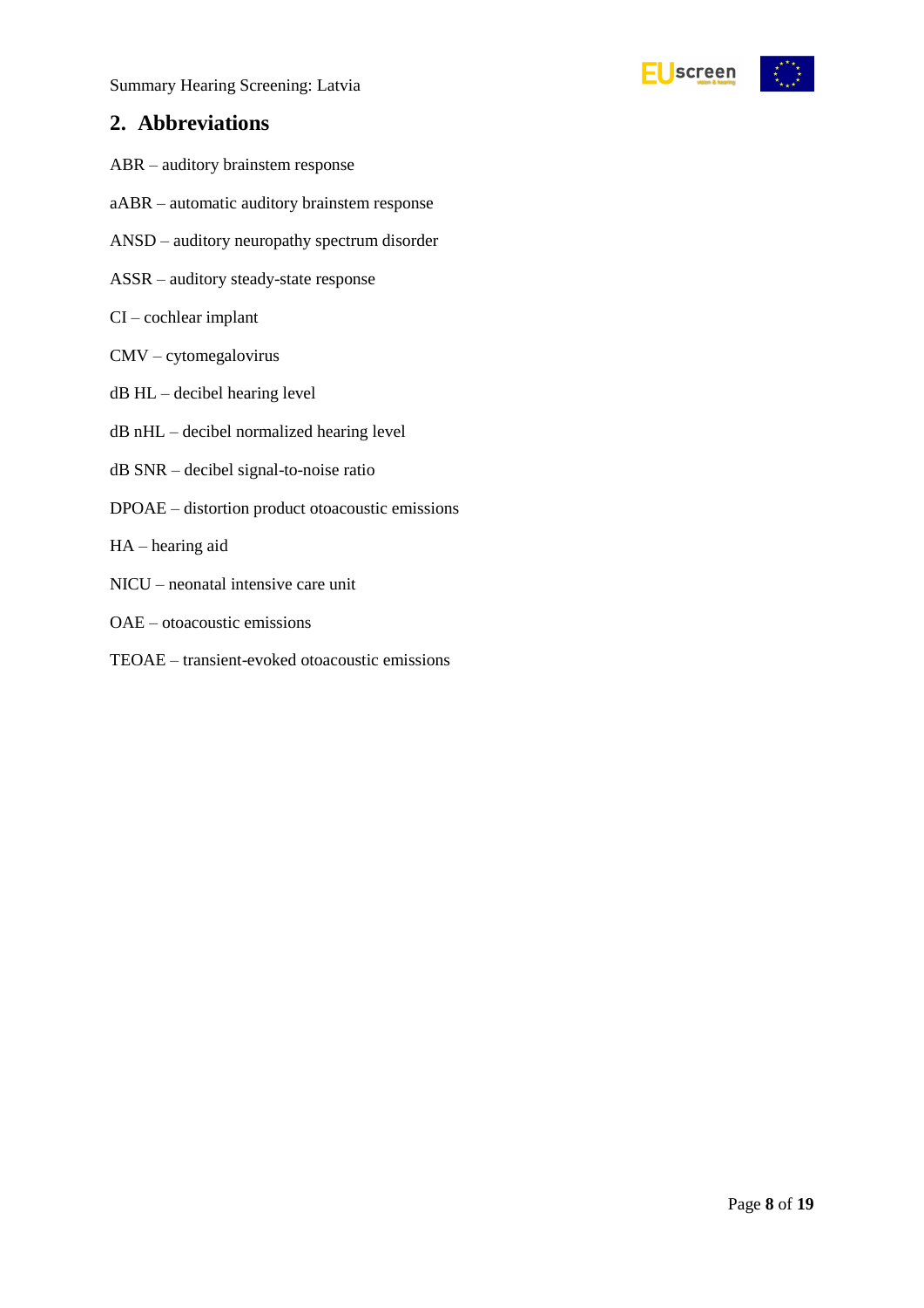## 2. Abbreviations

ABR – auditory brainstem response

aABR – automatic auditory brainstem response

ANSD – auditory neuropathy spectrum disorder

ASSR – auditory steady-state response

CI – cochlear implant

CMV – cytomegalovirus

dB HL – decibel hearing level

dB nHL – decibel normalized hearing level

dB SNR – decibel signal-to-noise ratio

DPOAE – distortion product otoacoustic emissions

HA – hearing aid

NICU – neonatal intensive care unit

OAE – otoacoustic emissions

TEOAE – transient-evoked otoacoustic emissions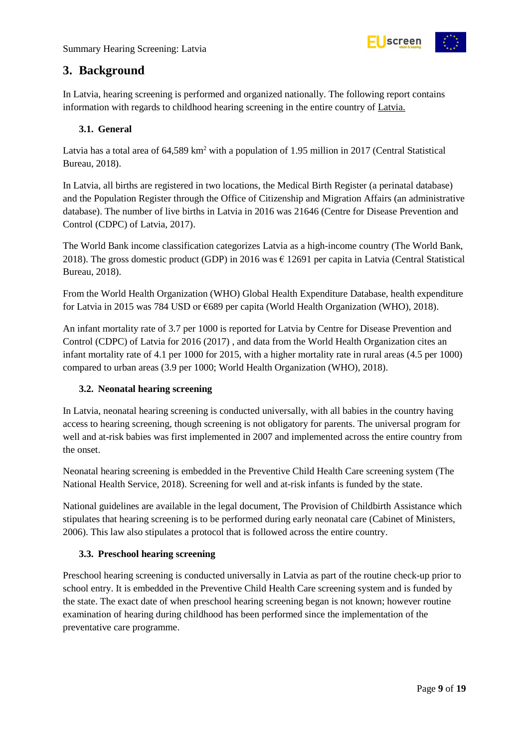# 3. Background

In Latvia, hearing screening is performed and organized nationally. The following report contains information with regards to childhood hearing screening in the entire country of Latvia.

## 3.1. General

Latvia has a total area of 64,589 km$^2$ with a population of 1.95 million in 2017 (Central Statistical Bureau, 2018).

In Latvia, all births are registered in two locations, the Medical Birth Register (a perinatal database) and the Population Register through the Office of Citizenship and Migration Affairs (an administrative database). The number of live births in Latvia in 2016 was 21646 (Centre for Disease Prevention and Control (CDPC) of Latvia, 2017).

The World Bank income classification categorizes Latvia as a high-income country (The World Bank, 2018). The gross domestic product (GDP) in 2016 was € 12691 per capita in Latvia (Central Statistical Bureau, 2018).

From the World Health Organization (WHO) Global Health Expenditure Database, health expenditure for Latvia in 2015 was 784 USD or €689 per capita (World Health Organization (WHO), 2018).

An infant mortality rate of 3.7 per 1000 is reported for Latvia by Centre for Disease Prevention and Control (CDPC) of Latvia for 2016 (2017) , and data from the World Health Organization cites an infant mortality rate of 4.1 per 1000 for 2015, with a higher mortality rate in rural areas (4.5 per 1000) compared to urban areas (3.9 per 1000; World Health Organization (WHO), 2018).

## 3.2. Neonatal hearing screening

In Latvia, neonatal hearing screening is conducted universally, with all babies in the country having access to hearing screening, though screening is not obligatory for parents. The universal program for well and at-risk babies was first implemented in 2007 and implemented across the entire country from the onset.

Neonatal hearing screening is embedded in the Preventive Child Health Care screening system (The National Health Service, 2018). Screening for well and at-risk infants is funded by the state.

National guidelines are available in the legal document, The Provision of Childbirth Assistance which stipulates that hearing screening is to be performed during early neonatal care (Cabinet of Ministers, 2006). This law also stipulates a protocol that is followed across the entire country.

## 3.3. Preschool hearing screening

Preschool hearing screening is conducted universally in Latvia as part of the routine check-up prior to school entry. It is embedded in the Preventive Child Health Care screening system and is funded by the state. The exact date of when preschool hearing screening began is not known; however routine examination of hearing during childhood has been performed since the implementation of the preventative care programme.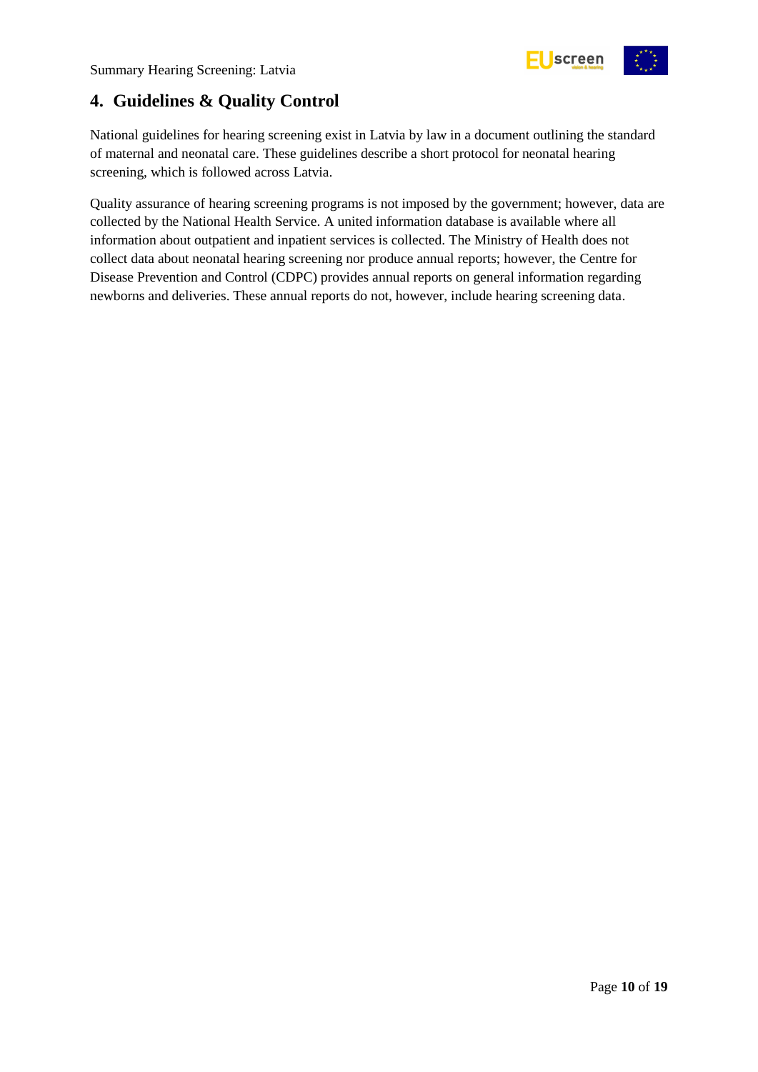## 4. Guidelines & Quality Control

National guidelines for hearing screening exist in Latvia by law in a document outlining the standard of maternal and neonatal care. These guidelines describe a short protocol for neonatal hearing screening, which is followed across Latvia.

Quality assurance of hearing screening programs is not imposed by the government; however, data are collected by the National Health Service. A united information database is available where all information about outpatient and inpatient services is collected. The Ministry of Health does not collect data about neonatal hearing screening nor produce annual reports; however, the Centre for Disease Prevention and Control (CDPC) provides annual reports on general information regarding newborns and deliveries. These annual reports do not, however, include hearing screening data.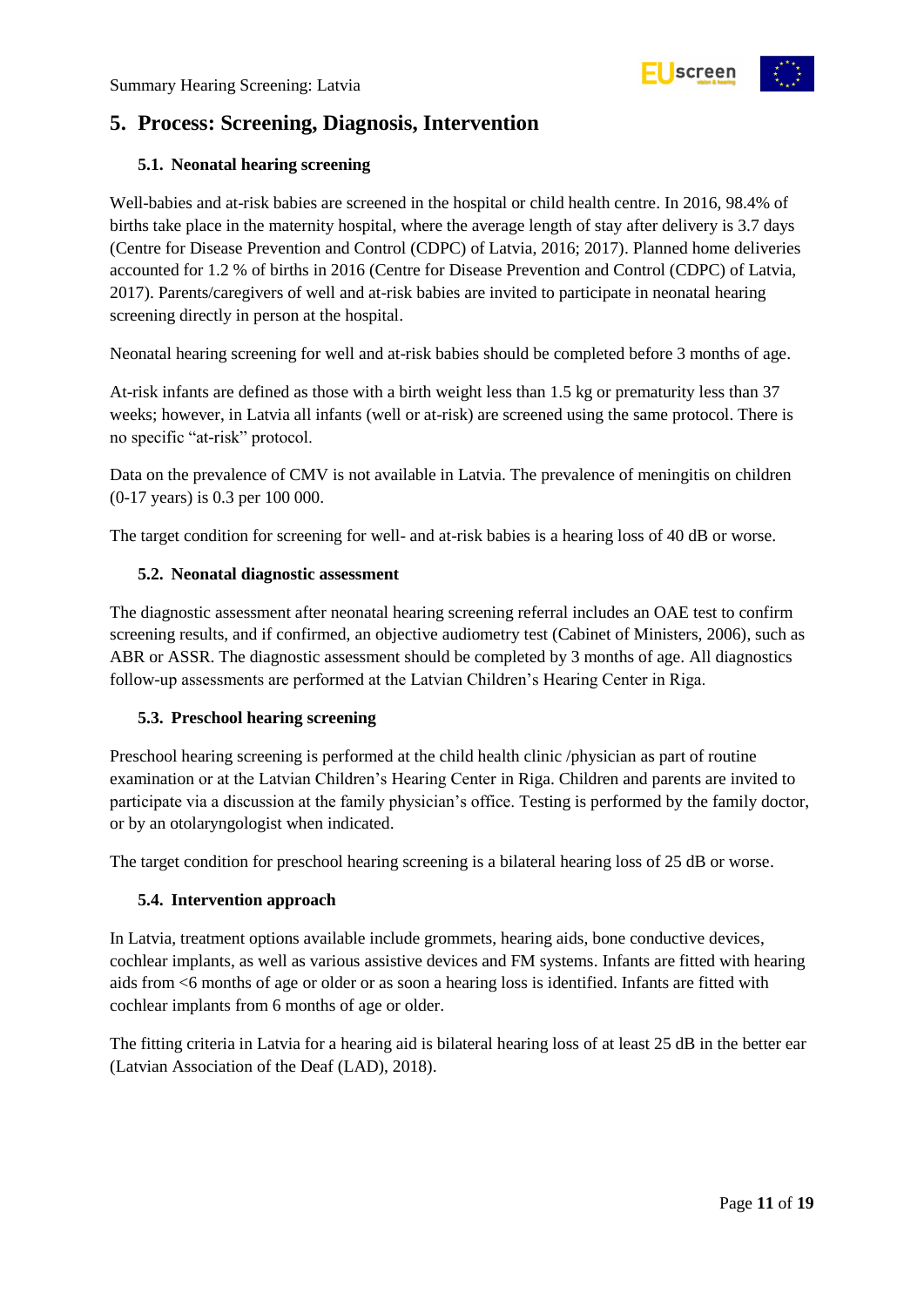## 5. Process: Screening, Diagnosis, Intervention

### 5.1. Neonatal hearing screening

Well-babies and at-risk babies are screened in the hospital or child health centre. In 2016, 98.4% of births take place in the maternity hospital, where the average length of stay after delivery is 3.7 days (Centre for Disease Prevention and Control (CDPC) of Latvia, 2016; 2017). Planned home deliveries accounted for 1.2 % of births in 2016 (Centre for Disease Prevention and Control (CDPC) of Latvia, 2017). Parents/caregivers of well and at-risk babies are invited to participate in neonatal hearing screening directly in person at the hospital.

Neonatal hearing screening for well and at-risk babies should be completed before 3 months of age.

At-risk infants are defined as those with a birth weight less than 1.5 kg or prematurity less than 37 weeks; however, in Latvia all infants (well or at-risk) are screened using the same protocol. There is no specific "at-risk" protocol.

Data on the prevalence of CMV is not available in Latvia. The prevalence of meningitis on children (0-17 years) is 0.3 per 100 000.

The target condition for screening for well- and at-risk babies is a hearing loss of 40 dB or worse.

### 5.2. Neonatal diagnostic assessment

The diagnostic assessment after neonatal hearing screening referral includes an OAE test to confirm screening results, and if confirmed, an objective audiometry test (Cabinet of Ministers, 2006), such as ABR or ASSR. The diagnostic assessment should be completed by 3 months of age. All diagnostics follow-up assessments are performed at the Latvian Children's Hearing Center in Riga.

### 5.3. Preschool hearing screening

Preschool hearing screening is performed at the child health clinic /physician as part of routine examination or at the Latvian Children's Hearing Center in Riga. Children and parents are invited to participate via a discussion at the family physician's office. Testing is performed by the family doctor, or by an otolaryngologist when indicated.

The target condition for preschool hearing screening is a bilateral hearing loss of 25 dB or worse.

### 5.4. Intervention approach

In Latvia, treatment options available include grommets, hearing aids, bone conductive devices, cochlear implants, as well as various assistive devices and FM systems. Infants are fitted with hearing aids from <6 months of age or older or as soon a hearing loss is identified. Infants are fitted with cochlear implants from 6 months of age or older.

The fitting criteria in Latvia for a hearing aid is bilateral hearing loss of at least 25 dB in the better ear (Latvian Association of the Deaf (LAD), 2018).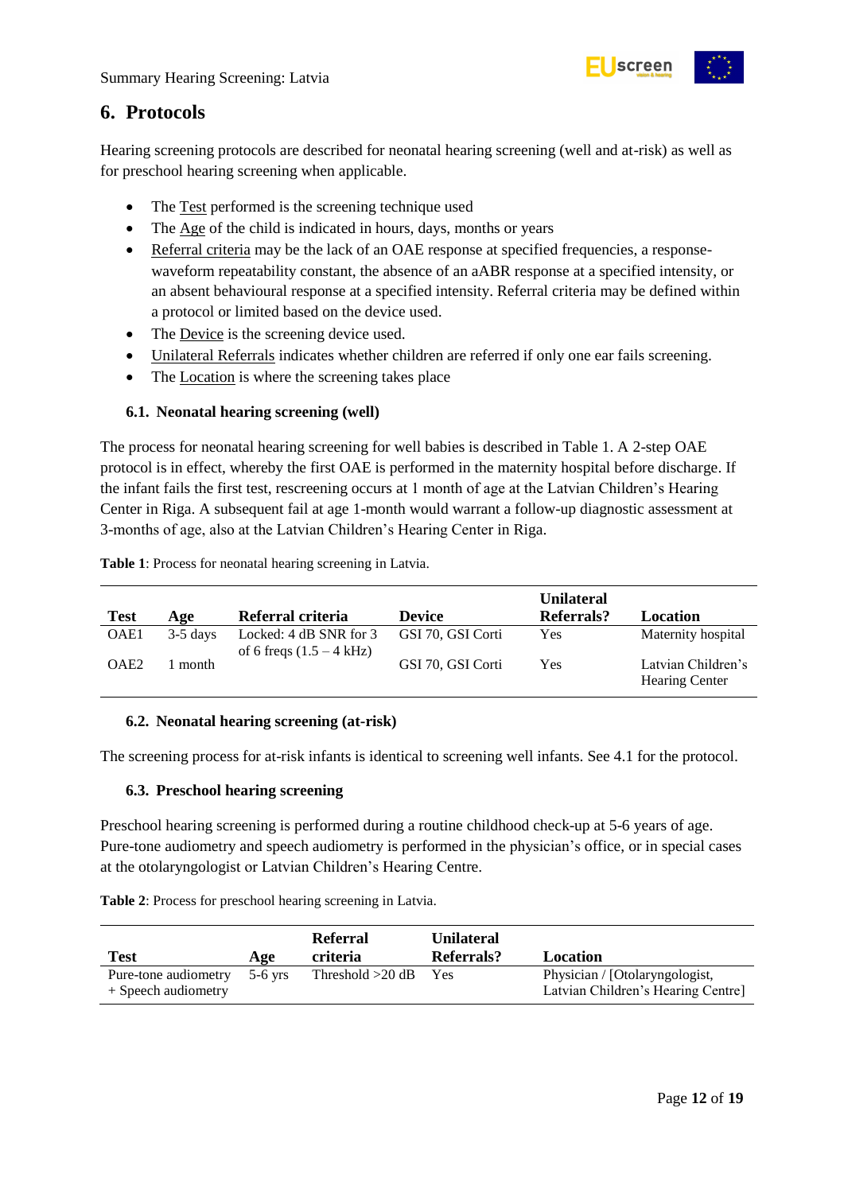## 6. Protocols

Hearing screening protocols are described for neonatal hearing screening (well and at-risk) as well as for preschool hearing screening when applicable.

- The Test performed is the screening technique used
- The Age of the child is indicated in hours, days, months or years
- Referral criteria may be the lack of an OAE response at specified frequencies, a response-waveform repeatability constant, the absence of an aABR response at a specified intensity, or an absent behavioural response at a specified intensity. Referral criteria may be defined within a protocol or limited based on the device used.
- The Device is the screening device used.
- Unilateral Referrals indicates whether children are referred if only one ear fails screening.
- The Location is where the screening takes place

### 6.1. Neonatal hearing screening (well)

The process for neonatal hearing screening for well babies is described in Table 1. A 2-step OAE protocol is in effect, whereby the first OAE is performed in the maternity hospital before discharge. If the infant fails the first test, rescreening occurs at 1 month of age at the Latvian Children's Hearing Center in Riga. A subsequent fail at age 1-month would warrant a follow-up diagnostic assessment at 3-months of age, also at the Latvian Children's Hearing Center in Riga.

**Table 1**: Process for neonatal hearing screening in Latvia.

| Test | Age | Referral criteria | Device | Unilateral Referrals? | Location |
|---|---|---|---|---|---|
| OAE1 | 3-5 days | Locked: 4 dB SNR for 3 of 6 freqs (1.5 – 4 kHz) | GSI 70, GSI Corti | Yes | Maternity hospital |
| OAE2 | 1 month | | GSI 70, GSI Corti | Yes | Latvian Children's Hearing Center |

### 6.2. Neonatal hearing screening (at-risk)

The screening process for at-risk infants is identical to screening well infants. See 4.1 for the protocol.

### 6.3. Preschool hearing screening

Preschool hearing screening is performed during a routine childhood check-up at 5-6 years of age. Pure-tone audiometry and speech audiometry is performed in the physician's office, or in special cases at the otolaryngologist or Latvian Children's Hearing Centre.

**Table 2**: Process for preschool hearing screening in Latvia.

| Test | Age | Referral criteria | Unilateral Referrals? | Location |
|---|---|---|---|---|
| Pure-tone audiometry + Speech audiometry | 5-6 yrs | Threshold >20 dB | Yes | Physician / [Otolaryngologist, Latvian Children's Hearing Centre] |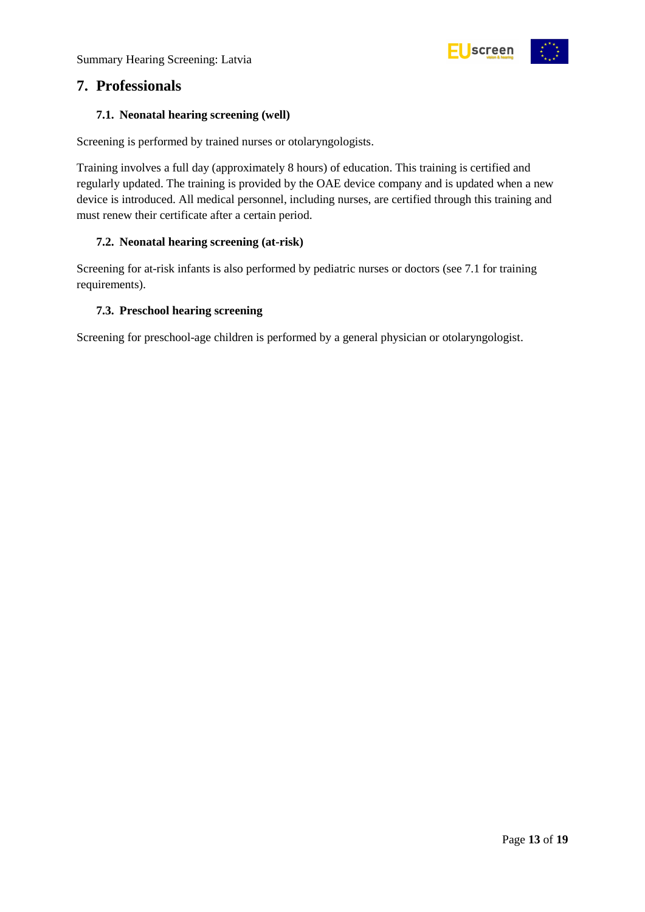## 7. Professionals

### 7.1. Neonatal hearing screening (well)

Screening is performed by trained nurses or otolaryngologists.

Training involves a full day (approximately 8 hours) of education. This training is certified and regularly updated. The training is provided by the OAE device company and is updated when a new device is introduced. All medical personnel, including nurses, are certified through this training and must renew their certificate after a certain period.

### 7.2. Neonatal hearing screening (at-risk)

Screening for at-risk infants is also performed by pediatric nurses or doctors (see 7.1 for training requirements).

### 7.3. Preschool hearing screening

Screening for preschool-age children is performed by a general physician or otolaryngologist.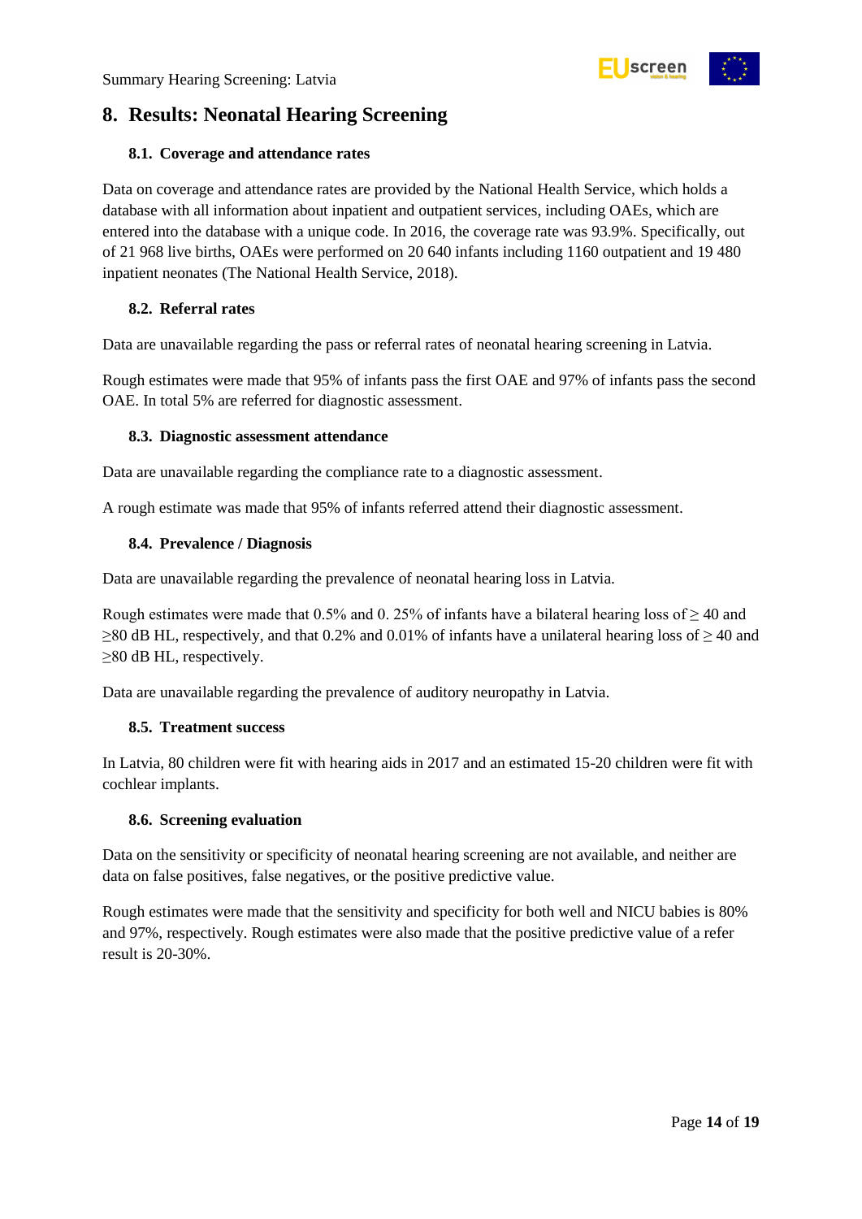## 8. Results: Neonatal Hearing Screening

### 8.1. Coverage and attendance rates

Data on coverage and attendance rates are provided by the National Health Service, which holds a database with all information about inpatient and outpatient services, including OAEs, which are entered into the database with a unique code. In 2016, the coverage rate was 93.9%. Specifically, out of 21 968 live births, OAEs were performed on 20 640 infants including 1160 outpatient and 19 480 inpatient neonates (The National Health Service, 2018).

### 8.2. Referral rates

Data are unavailable regarding the pass or referral rates of neonatal hearing screening in Latvia.

Rough estimates were made that 95% of infants pass the first OAE and 97% of infants pass the second OAE. In total 5% are referred for diagnostic assessment.

### 8.3. Diagnostic assessment attendance

Data are unavailable regarding the compliance rate to a diagnostic assessment.

A rough estimate was made that 95% of infants referred attend their diagnostic assessment.

### 8.4. Prevalence / Diagnosis

Data are unavailable regarding the prevalence of neonatal hearing loss in Latvia.

Rough estimates were made that 0.5% and 0. 25% of infants have a bilateral hearing loss of $\geq$ 40 and $\geq$80 dB HL, respectively, and that 0.2% and 0.01% of infants have a unilateral hearing loss of $\geq$ 40 and $\geq$80 dB HL, respectively.

Data are unavailable regarding the prevalence of auditory neuropathy in Latvia.

### 8.5. Treatment success

In Latvia, 80 children were fit with hearing aids in 2017 and an estimated 15-20 children were fit with cochlear implants.

### 8.6. Screening evaluation

Data on the sensitivity or specificity of neonatal hearing screening are not available, and neither are data on false positives, false negatives, or the positive predictive value.

Rough estimates were made that the sensitivity and specificity for both well and NICU babies is 80% and 97%, respectively. Rough estimates were also made that the positive predictive value of a refer result is 20-30%.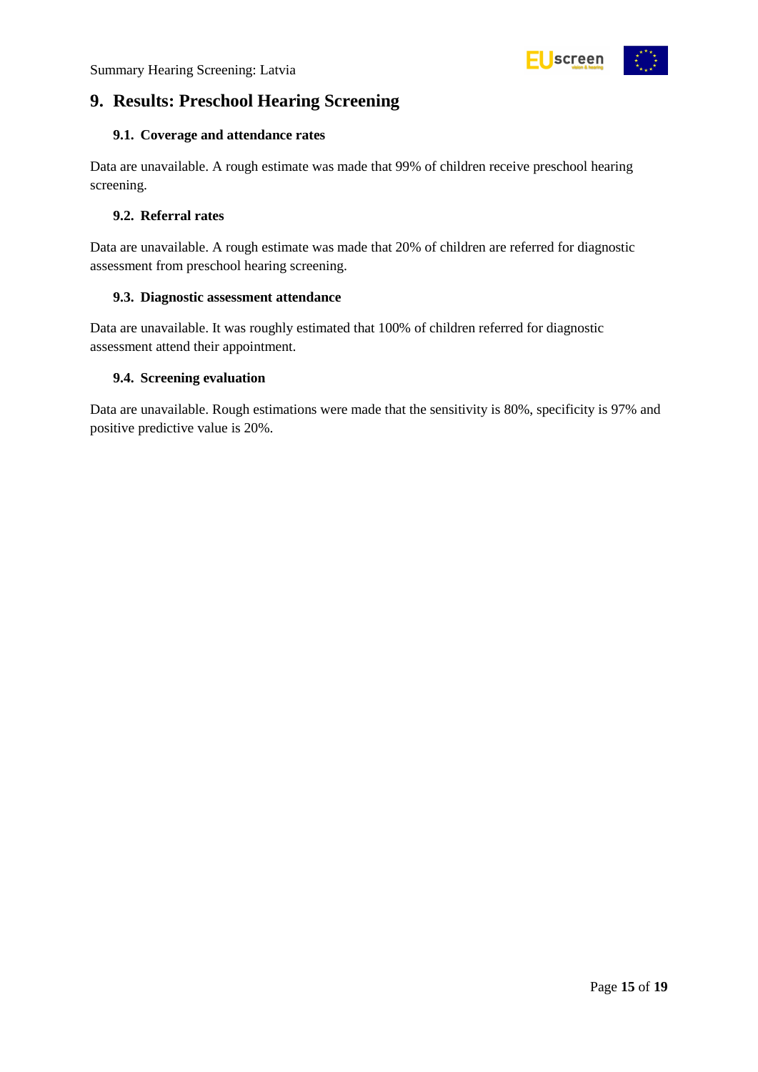## 9. Results: Preschool Hearing Screening

### 9.1. Coverage and attendance rates

Data are unavailable. A rough estimate was made that 99% of children receive preschool hearing screening.

### 9.2. Referral rates

Data are unavailable. A rough estimate was made that 20% of children are referred for diagnostic assessment from preschool hearing screening.

### 9.3. Diagnostic assessment attendance

Data are unavailable. It was roughly estimated that 100% of children referred for diagnostic assessment attend their appointment.

### 9.4. Screening evaluation

Data are unavailable. Rough estimations were made that the sensitivity is 80%, specificity is 97% and positive predictive value is 20%.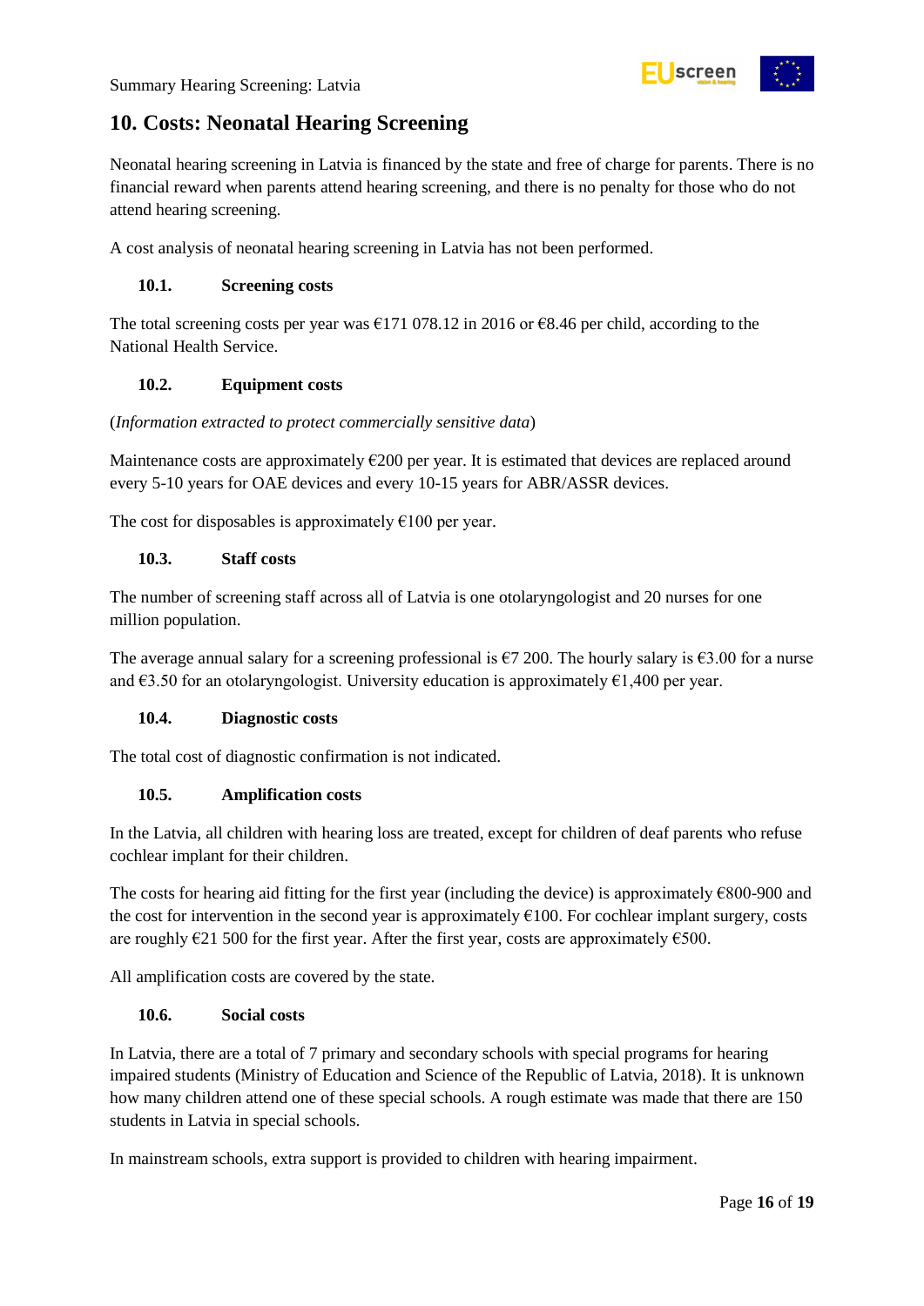## 10. Costs: Neonatal Hearing Screening

Neonatal hearing screening in Latvia is financed by the state and free of charge for parents. There is no financial reward when parents attend hearing screening, and there is no penalty for those who do not attend hearing screening.

A cost analysis of neonatal hearing screening in Latvia has not been performed.

### 10.1. Screening costs

The total screening costs per year was €171 078.12 in 2016 or €8.46 per child, according to the National Health Service.

### 10.2. Equipment costs

(*Information extracted to protect commercially sensitive data*)

Maintenance costs are approximately €200 per year. It is estimated that devices are replaced around every 5-10 years for OAE devices and every 10-15 years for ABR/ASSR devices.

The cost for disposables is approximately €100 per year.

### 10.3. Staff costs

The number of screening staff across all of Latvia is one otolaryngologist and 20 nurses for one million population.

The average annual salary for a screening professional is €7 200. The hourly salary is €3.00 for a nurse and €3.50 for an otolaryngologist. University education is approximately €1,400 per year.

### 10.4. Diagnostic costs

The total cost of diagnostic confirmation is not indicated.

### 10.5. Amplification costs

In the Latvia, all children with hearing loss are treated, except for children of deaf parents who refuse cochlear implant for their children.

The costs for hearing aid fitting for the first year (including the device) is approximately €800-900 and the cost for intervention in the second year is approximately €100. For cochlear implant surgery, costs are roughly €21 500 for the first year. After the first year, costs are approximately €500.

All amplification costs are covered by the state.

### 10.6. Social costs

In Latvia, there are a total of 7 primary and secondary schools with special programs for hearing impaired students (Ministry of Education and Science of the Republic of Latvia, 2018). It is unknown how many children attend one of these special schools. A rough estimate was made that there are 150 students in Latvia in special schools.

In mainstream schools, extra support is provided to children with hearing impairment.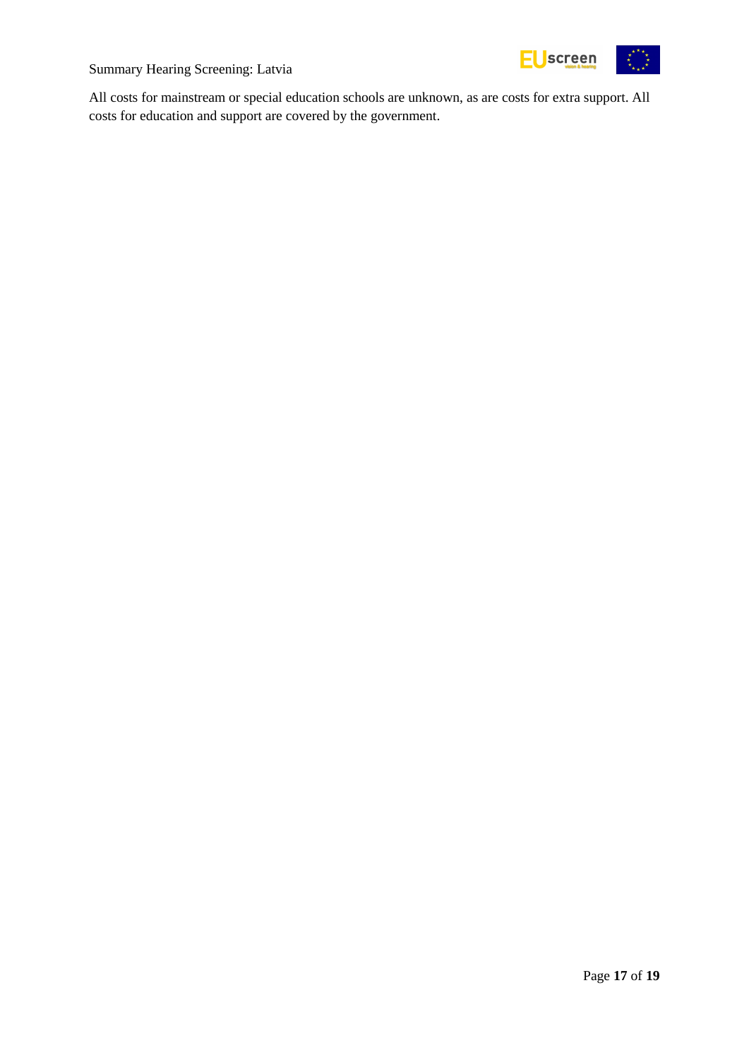All costs for mainstream or special education schools are unknown, as are costs for extra support. All costs for education and support are covered by the government.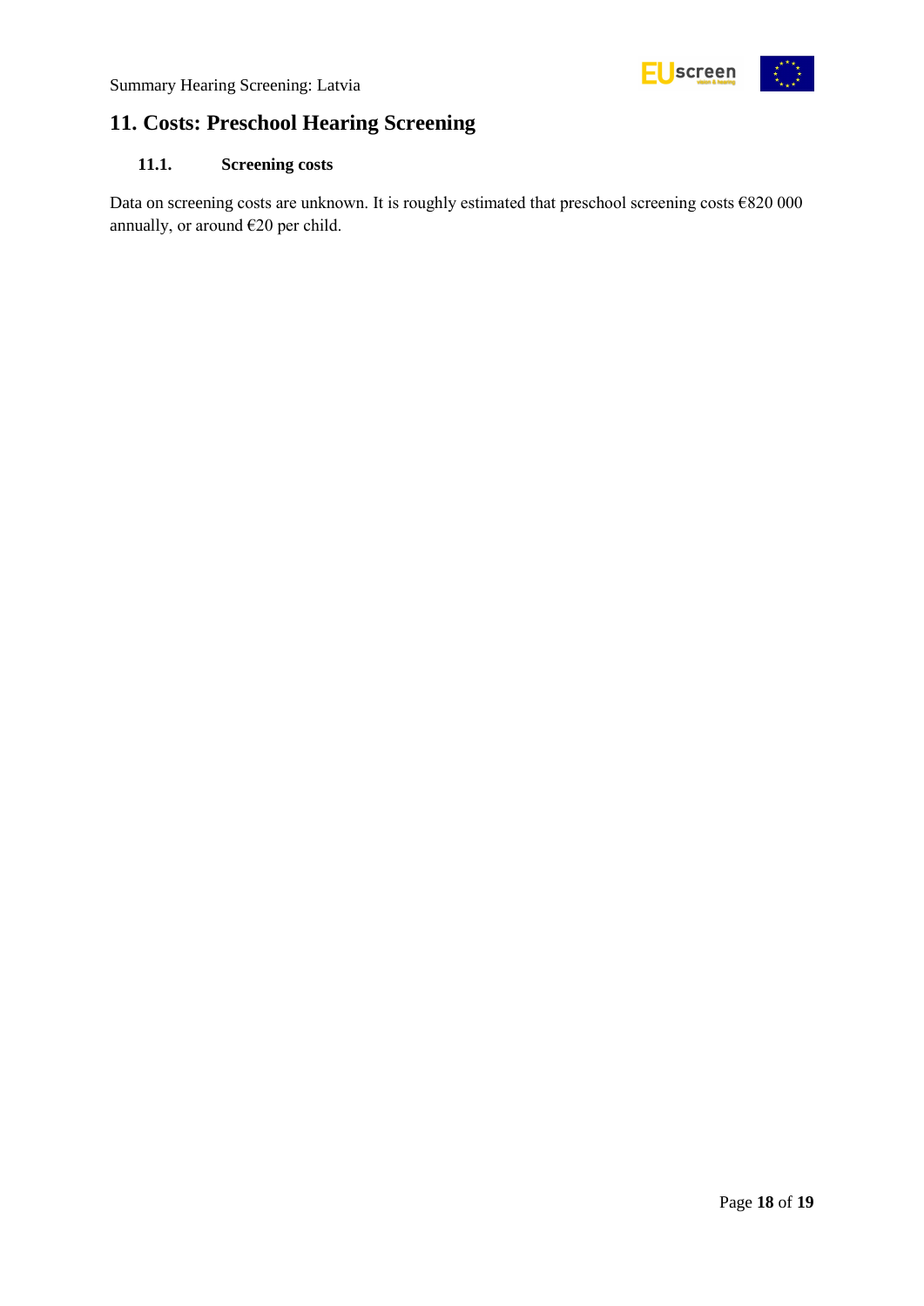# 11. Costs: Preschool Hearing Screening

## 11.1. Screening costs

Data on screening costs are unknown. It is roughly estimated that preschool screening costs €820 000 annually, or around €20 per child.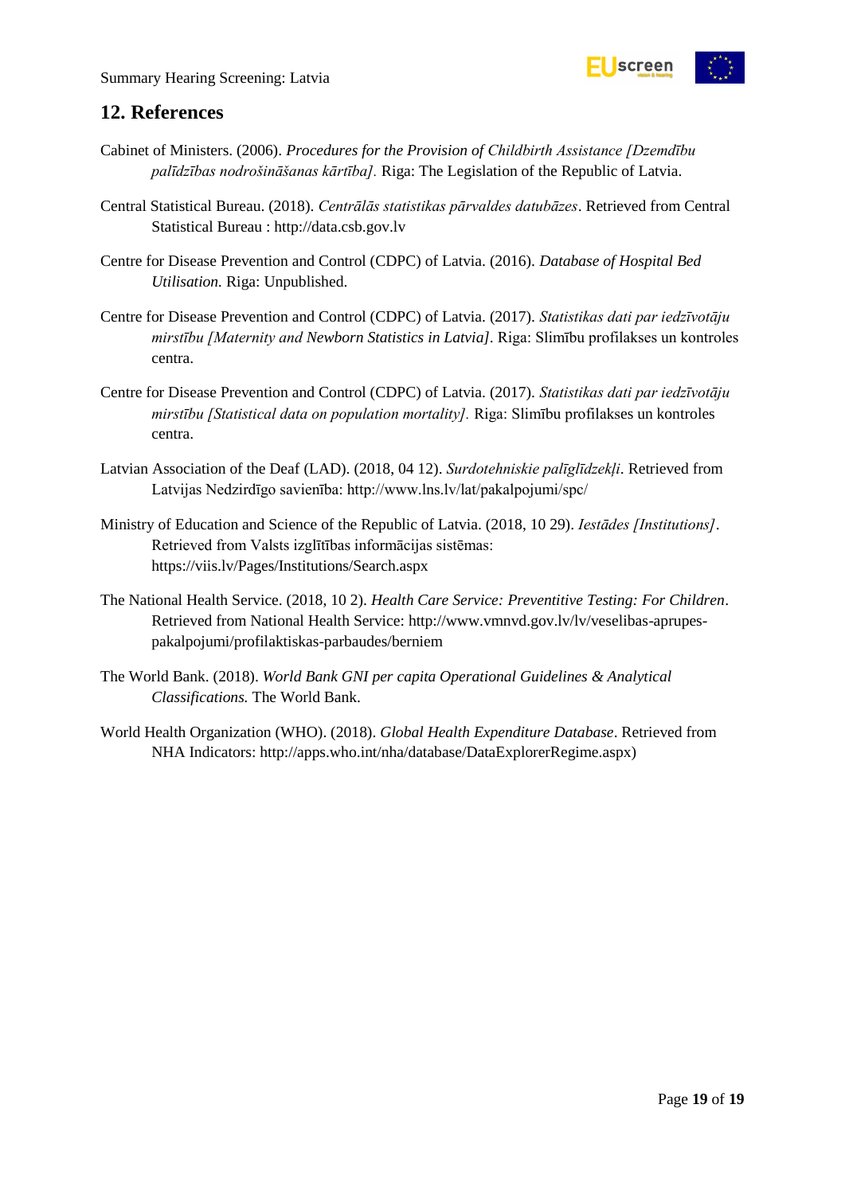## 12. References

Cabinet of Ministers. (2006). *Procedures for the Provision of Childbirth Assistance [Dzemdību palīdzības nodrošināšanas kārtība].* Riga: The Legislation of the Republic of Latvia.

Central Statistical Bureau. (2018). *Centrālās statistikas pārvaldes datubāzes*. Retrieved from Central Statistical Bureau : http://data.csb.gov.lv

Centre for Disease Prevention and Control (CDPC) of Latvia. (2016). *Database of Hospital Bed Utilisation.* Riga: Unpublished.

Centre for Disease Prevention and Control (CDPC) of Latvia. (2017). *Statistikas dati par iedzīvotāju mirstību [Maternity and Newborn Statistics in Latvia]*. Riga: Slimību profilakses un kontroles centra.

Centre for Disease Prevention and Control (CDPC) of Latvia. (2017). *Statistikas dati par iedzīvotāju mirstību [Statistical data on population mortality].* Riga: Slimību profilakses un kontroles centra.

Latvian Association of the Deaf (LAD). (2018, 04 12). *Surdotehniskie palīglīdzekļi*. Retrieved from Latvijas Nedzirdīgo savienība: http://www.lns.lv/lat/pakalpojumi/spc/

Ministry of Education and Science of the Republic of Latvia. (2018, 10 29). *Iestādes [Institutions]*. Retrieved from Valsts izglītības informācijas sistēmas: https://viis.lv/Pages/Institutions/Search.aspx

The National Health Service. (2018, 10 2). *Health Care Service: Preventitive Testing: For Children*. Retrieved from National Health Service: http://www.vmnvd.gov.lv/lv/veselibas-aprupes-pakalpojumi/profilaktiskas-parbaudes/berniem

The World Bank. (2018). *World Bank GNI per capita Operational Guidelines & Analytical Classifications.* The World Bank.

World Health Organization (WHO). (2018). *Global Health Expenditure Database*. Retrieved from NHA Indicators: http://apps.who.int/nha/database/DataExplorerRegime.aspx)